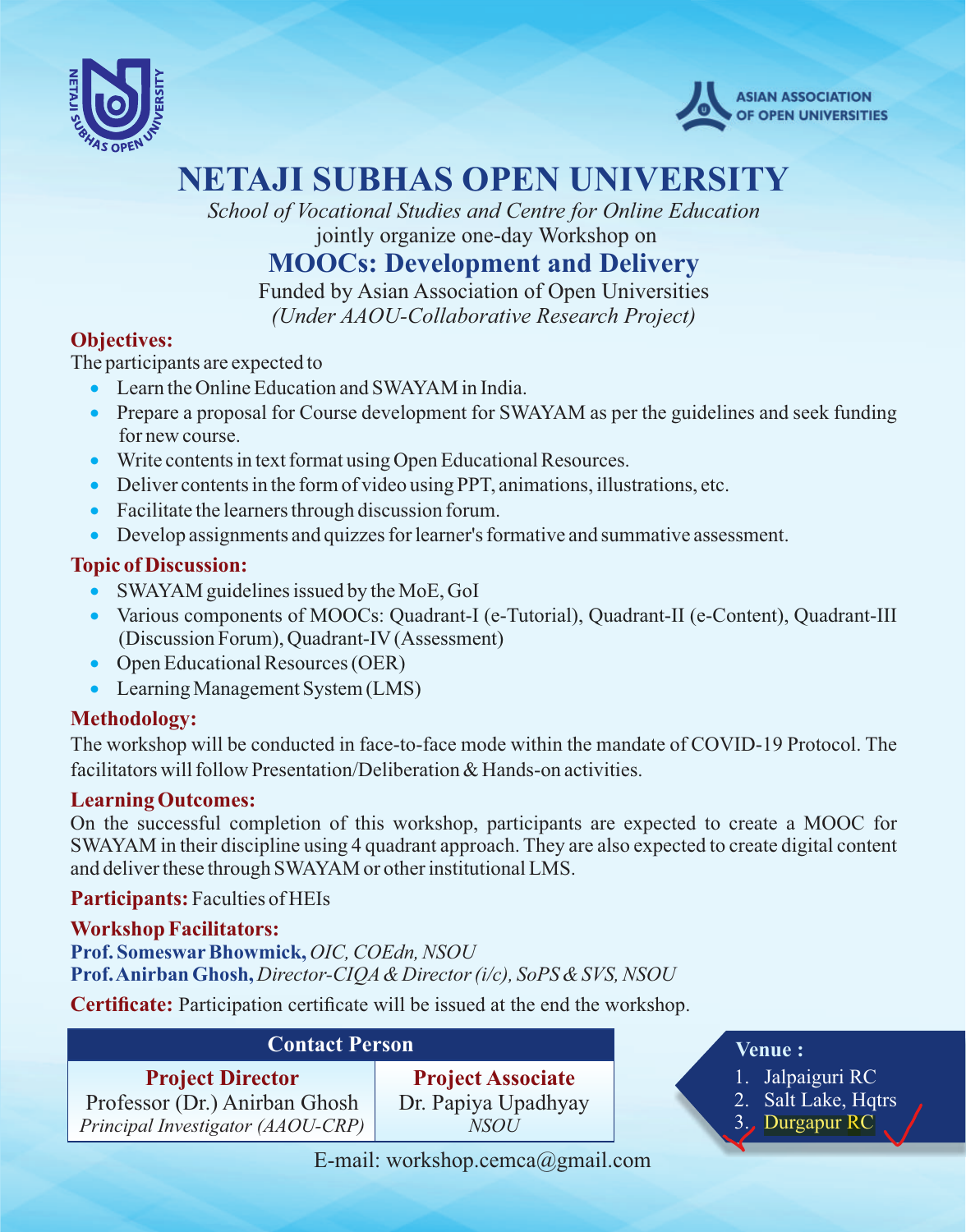ASIAN ASSOCIATION OF OPEN UNIVERSITIES

# NETAJI SUBHAS OPEN UNIVERSITY

*School of Vocational Studies and Centre for Online Education*

jointly organize one-day Workshop on

## MOOCs: Development and Delivery

Funded by Asian Association of Open Universities

*(Under AAOU-Collaborative Research Project)*

### Objectives:

The participants are expected to

- Learn the Online Education and SWAYAM in India.
- Prepare a proposal for Course development for SWAYAM as per the guidelines and seek funding for new course.
- Write contents in text format using Open Educational Resources.
- Deliver contents in the form of video using PPT, animations, illustrations, etc.
- Facilitate the learners through discussion forum.
- Develop assignments and quizzes for learner's formative and summative assessment.

### Topic of Discussion:

- SWAYAM guidelines issued by the MoE, GoI
- Various components of MOOCs: Quadrant-I (e-Tutorial), Quadrant-II (e-Content), Quadrant-III (Discussion Forum), Quadrant-IV (Assessment)
- Open Educational Resources (OER)
- Learning Management System (LMS)

### Methodology:

The workshop will be conducted in face-to-face mode within the mandate of COVID-19 Protocol. The facilitators will follow Presentation/Deliberation & Hands-on activities.

### Learning Outcomes:

On the successful completion of this workshop, participants are expected to create a MOOC for SWAYAM in their discipline using 4 quadrant approach. They are also expected to create digital content and deliver these through SWAYAM or other institutional LMS.

**Participants:** Faculties of HEIs

### Workshop Facilitators:

**Prof. Someswar Bhowmick,** *OIC, COEdn, NSOU*
**Prof. Anirban Ghosh,** *Director-CIQA & Director (i/c), SoPS & SVS, NSOU*

**Certificate:** Participation certificate will be issued at the end the workshop.

| Contact Person | |
|---|---|
| **Project Director** | **Project Associate** |
| Professor (Dr.) Anirban Ghosh | Dr. Papiya Upadhyay |
| *Principal Investigator (AAOU-CRP)* | *NSOU* |

E-mail: workshop.cemca@gmail.com

**Venue :**

1. Jalpaiguri RC
2. Salt Lake, Hqtrs
3. Durgapur RC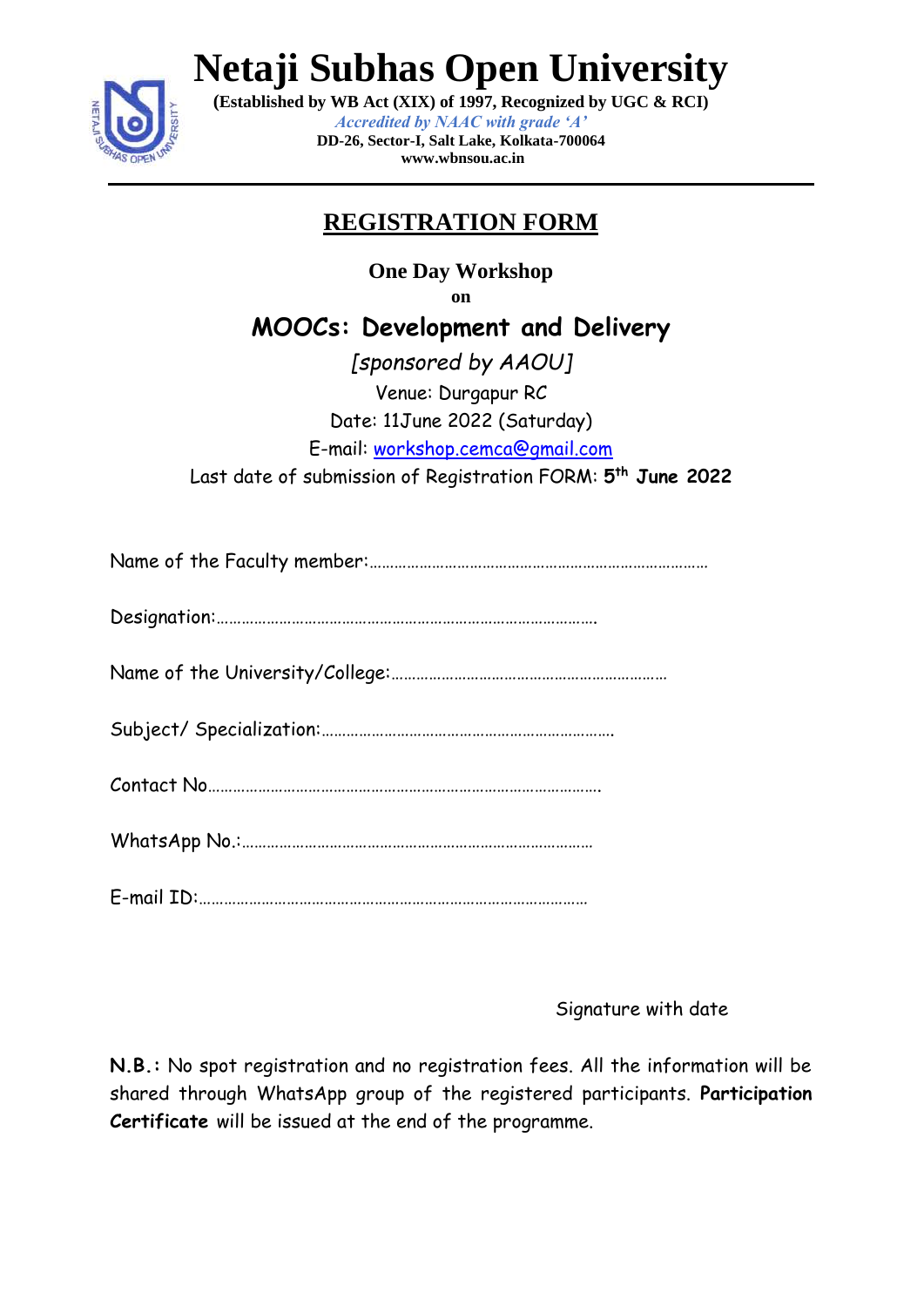# Netaji Subhas Open University

**(Established by WB Act (XIX) of 1997, Recognized by UGC & RCI)**

*Accredited by NAAC with grade 'A'*

**DD-26, Sector-I, Salt Lake, Kolkata-700064**

**www.wbnsou.ac.in**

## REGISTRATION FORM

**One Day Workshop**

**on**

## MOOCs: Development and Delivery

*[sponsored by AAOU]*

Venue: Durgapur RC

Date: 11June 2022 (Saturday)

E-mail: workshop.cemca@gmail.com

Last date of submission of Registration FORM: **5th June 2022**

Name of the Faculty member:……………………………………………………………………

Designation:…………………………………………………………………………….

Name of the University/College:…………………………………………………………

Subject/ Specialization:…………………………………………………………….

Contact No……………………………………………………………………………….

WhatsApp No.:…………………………………………………………………………

E-mail ID:……………………………………………………………………………

Signature with date

**N.B.:** No spot registration and no registration fees. All the information will be shared through WhatsApp group of the registered participants. **Participation Certificate** will be issued at the end of the programme.